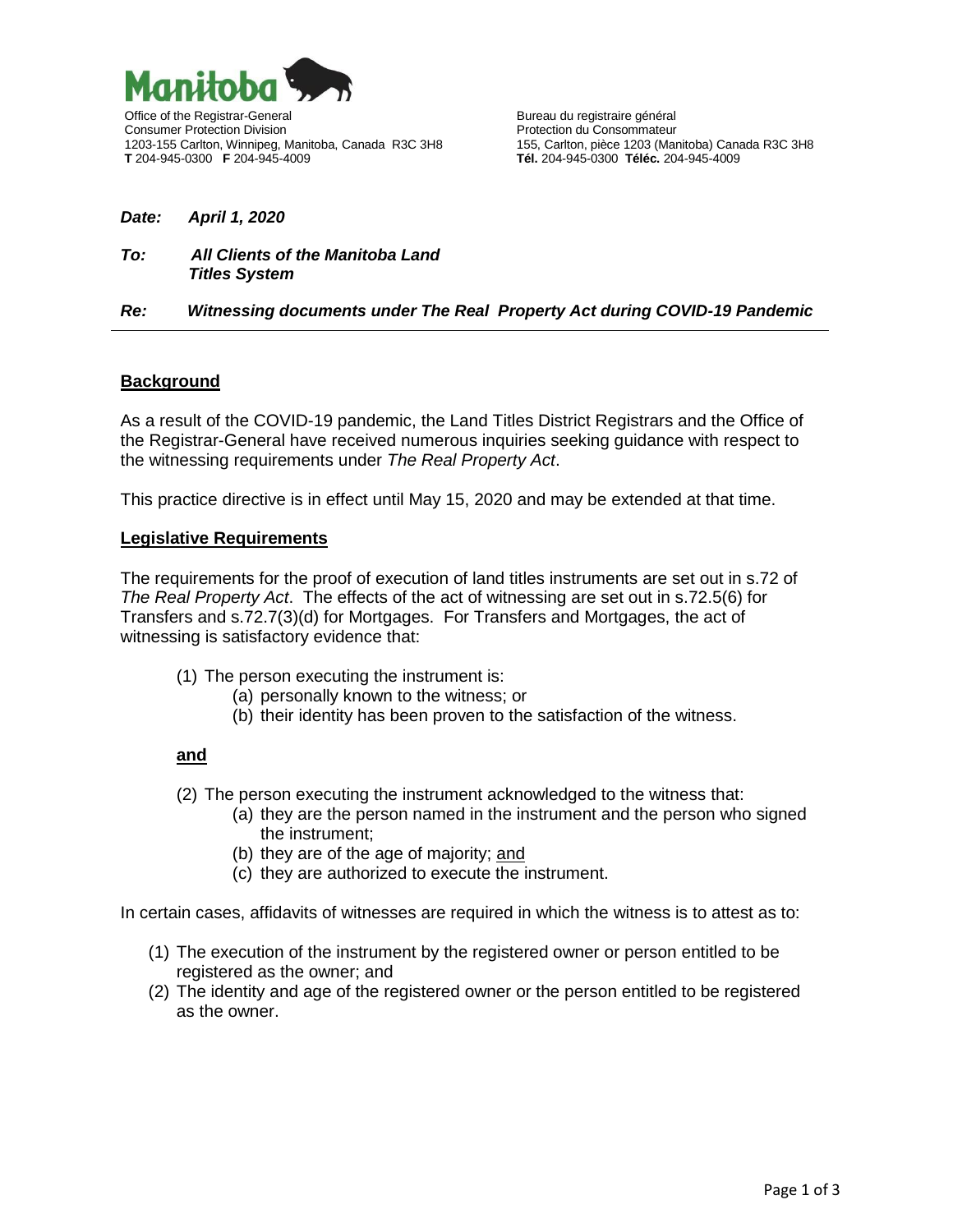Manitoba

Office of the Registrar-General
Consumer Protection Division
1203-155 Carlton, Winnipeg, Manitoba, Canada R3C 3H8
**T** 204-945-0300 **F** 204-945-4009

Bureau du registraire général
Protection du Consommateur
155, Carlton, pièce 1203 (Manitoba) Canada R3C 3H8
**Tél.** 204-945-0300 **Téléc.** 204-945-4009

***Date: April 1, 2020***

***To: All Clients of the Manitoba Land Titles System***

***Re: Witnessing documents under The Real Property Act during COVID-19 Pandemic***

---

## Background

As a result of the COVID-19 pandemic, the Land Titles District Registrars and the Office of the Registrar-General have received numerous inquiries seeking guidance with respect to the witnessing requirements under *The Real Property Act*.

This practice directive is in effect until May 15, 2020 and may be extended at that time.

## Legislative Requirements

The requirements for the proof of execution of land titles instruments are set out in s.72 of *The Real Property Act*. The effects of the act of witnessing are set out in s.72.5(6) for Transfers and s.72.7(3)(d) for Mortgages. For Transfers and Mortgages, the act of witnessing is satisfactory evidence that:

(1) The person executing the instrument is:
   (a) personally known to the witness; or
   (b) their identity has been proven to the satisfaction of the witness.

**and**

(2) The person executing the instrument acknowledged to the witness that:
   (a) they are the person named in the instrument and the person who signed the instrument;
   (b) they are of the age of majority; and
   (c) they are authorized to execute the instrument.

In certain cases, affidavits of witnesses are required in which the witness is to attest as to:

(1) The execution of the instrument by the registered owner or person entitled to be registered as the owner; and
(2) The identity and age of the registered owner or the person entitled to be registered as the owner.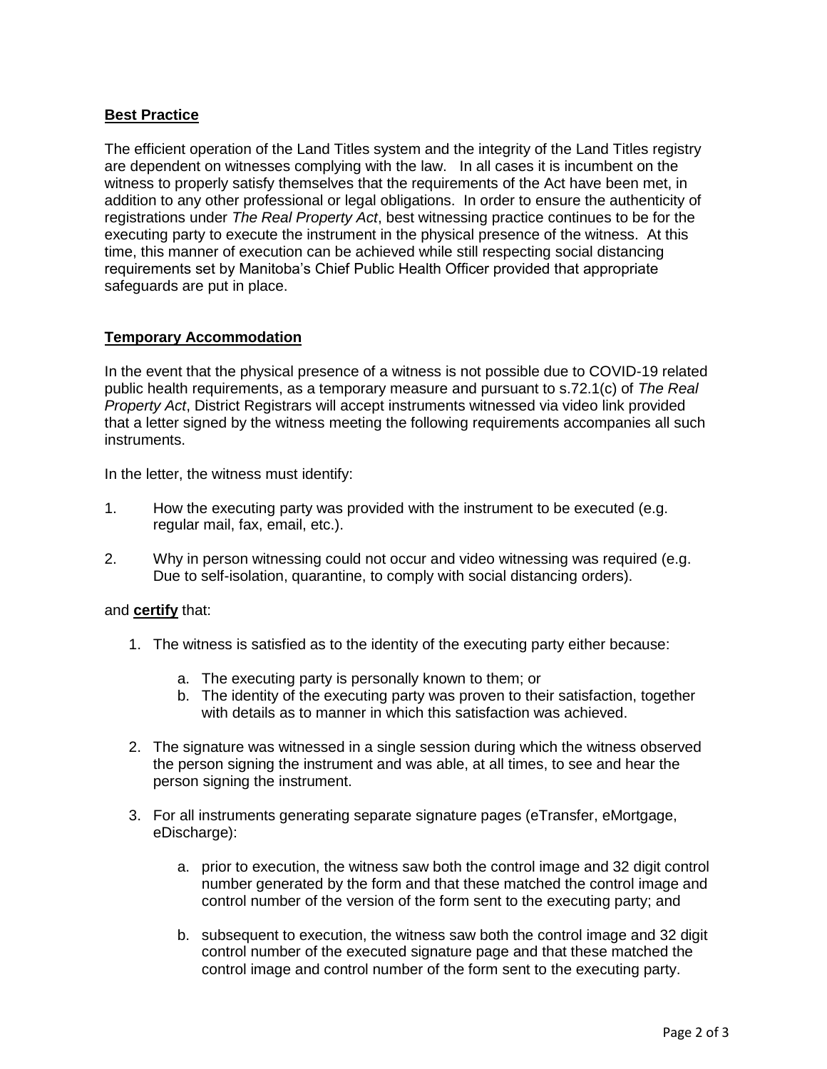**Best Practice**

The efficient operation of the Land Titles system and the integrity of the Land Titles registry are dependent on witnesses complying with the law. In all cases it is incumbent on the witness to properly satisfy themselves that the requirements of the Act have been met, in addition to any other professional or legal obligations. In order to ensure the authenticity of registrations under *The Real Property Act*, best witnessing practice continues to be for the executing party to execute the instrument in the physical presence of the witness. At this time, this manner of execution can be achieved while still respecting social distancing requirements set by Manitoba's Chief Public Health Officer provided that appropriate safeguards are put in place.

**Temporary Accommodation**

In the event that the physical presence of a witness is not possible due to COVID-19 related public health requirements, as a temporary measure and pursuant to s.72.1(c) of *The Real Property Act*, District Registrars will accept instruments witnessed via video link provided that a letter signed by the witness meeting the following requirements accompanies all such instruments.

In the letter, the witness must identify:

1. How the executing party was provided with the instrument to be executed (e.g. regular mail, fax, email, etc.).

2. Why in person witnessing could not occur and video witnessing was required (e.g. Due to self-isolation, quarantine, to comply with social distancing orders).

and **certify** that:

1. The witness is satisfied as to the identity of the executing party either because:
   a. The executing party is personally known to them; or
   b. The identity of the executing party was proven to their satisfaction, together with details as to manner in which this satisfaction was achieved.

2. The signature was witnessed in a single session during which the witness observed the person signing the instrument and was able, at all times, to see and hear the person signing the instrument.

3. For all instruments generating separate signature pages (eTransfer, eMortgage, eDischarge):
   a. prior to execution, the witness saw both the control image and 32 digit control number generated by the form and that these matched the control image and control number of the version of the form sent to the executing party; and
   b. subsequent to execution, the witness saw both the control image and 32 digit control number of the executed signature page and that these matched the control image and control number of the form sent to the executing party.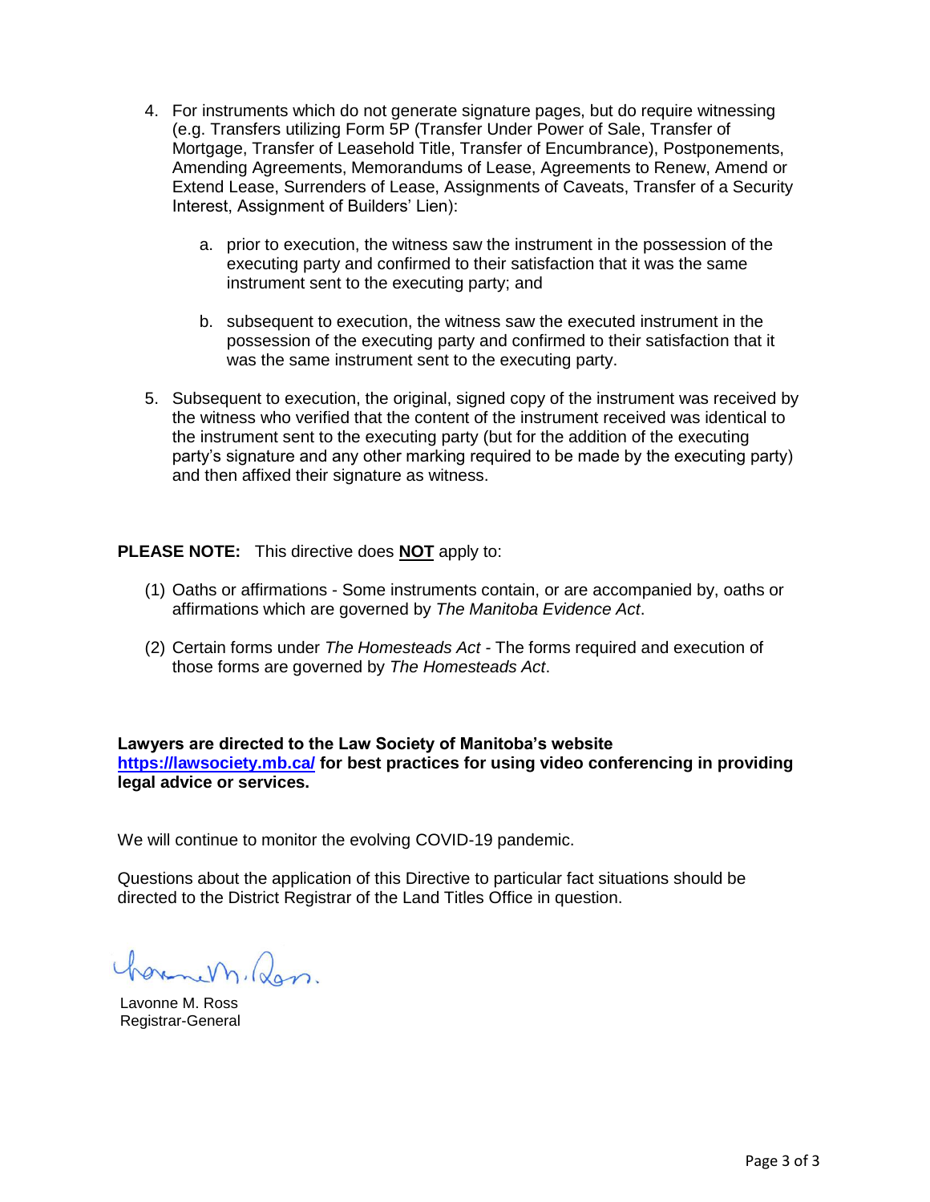4. For instruments which do not generate signature pages, but do require witnessing (e.g. Transfers utilizing Form 5P (Transfer Under Power of Sale, Transfer of Mortgage, Transfer of Leasehold Title, Transfer of Encumbrance), Postponements, Amending Agreements, Memorandums of Lease, Agreements to Renew, Amend or Extend Lease, Surrenders of Lease, Assignments of Caveats, Transfer of a Security Interest, Assignment of Builders' Lien):

   a. prior to execution, the witness saw the instrument in the possession of the executing party and confirmed to their satisfaction that it was the same instrument sent to the executing party; and

   b. subsequent to execution, the witness saw the executed instrument in the possession of the executing party and confirmed to their satisfaction that it was the same instrument sent to the executing party.

5. Subsequent to execution, the original, signed copy of the instrument was received by the witness who verified that the content of the instrument received was identical to the instrument sent to the executing party (but for the addition of the executing party's signature and any other marking required to be made by the executing party) and then affixed their signature as witness.

**PLEASE NOTE:** This directive does **NOT** apply to:

(1) Oaths or affirmations - Some instruments contain, or are accompanied by, oaths or affirmations which are governed by *The Manitoba Evidence Act*.

(2) Certain forms under *The Homesteads Act* - The forms required and execution of those forms are governed by *The Homesteads Act*.

**Lawyers are directed to the Law Society of Manitoba's website [https://lawsociety.mb.ca/](https://lawsociety.mb.ca/) for best practices for using video conferencing in providing legal advice or services.**

We will continue to monitor the evolving COVID-19 pandemic.

Questions about the application of this Directive to particular fact situations should be directed to the District Registrar of the Land Titles Office in question.

Lavonne M. Ross
Registrar-General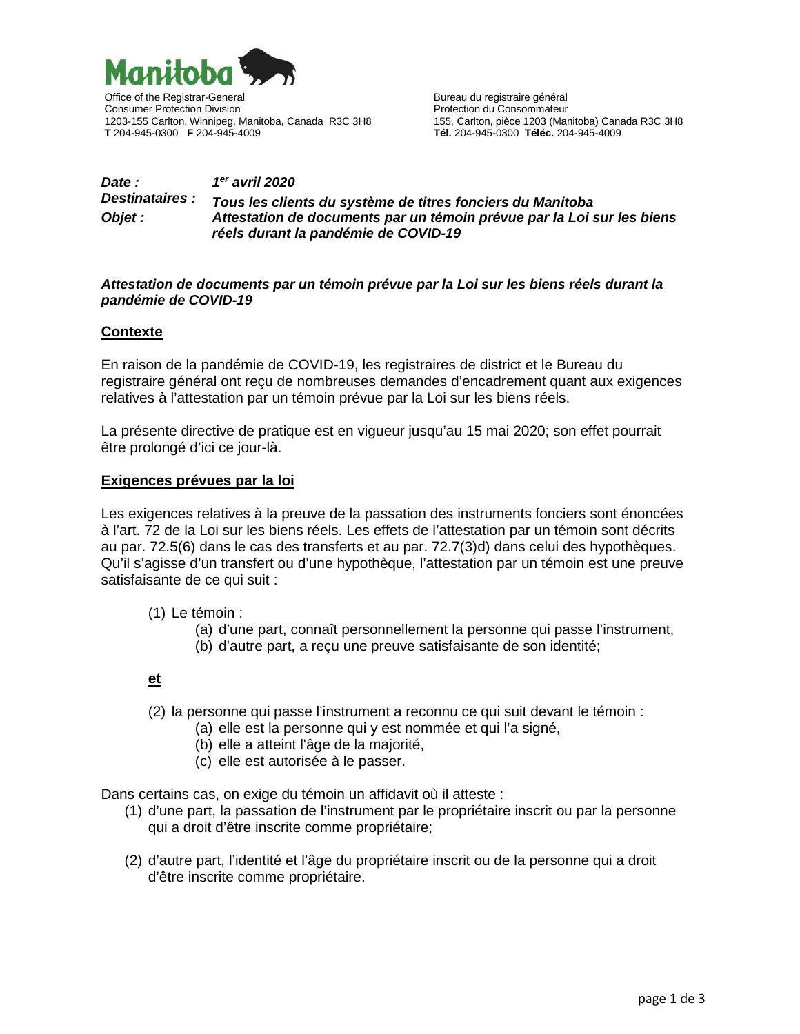Manitoba

Office of the Registrar-General
Consumer Protection Division
1203-155 Carlton, Winnipeg, Manitoba, Canada R3C 3H8
**T** 204-945-0300 **F** 204-945-4009

Bureau du registraire général
Protection du Consommateur
155, Carlton, pièce 1203 (Manitoba) Canada R3C 3H8
**Tél.** 204-945-0300 **Téléc.** 204-945-4009

|  |  |
|---|---|
| ***Date :*** | ***1er avril 2020*** |
| ***Destinataires :*** | ***Tous les clients du système de titres fonciers du Manitoba*** |
| ***Objet :*** | ***Attestation de documents par un témoin prévue par la Loi sur les biens réels durant la pandémie de COVID-19*** |

***Attestation de documents par un témoin prévue par la Loi sur les biens réels durant la pandémie de COVID-19***

## Contexte

En raison de la pandémie de COVID-19, les registraires de district et le Bureau du registraire général ont reçu de nombreuses demandes d'encadrement quant aux exigences relatives à l'attestation par un témoin prévue par la Loi sur les biens réels.

La présente directive de pratique est en vigueur jusqu'au 15 mai 2020; son effet pourrait être prolongé d'ici ce jour-là.

## Exigences prévues par la loi

Les exigences relatives à la preuve de la passation des instruments fonciers sont énoncées à l'art. 72 de la Loi sur les biens réels. Les effets de l'attestation par un témoin sont décrits au par. 72.5(6) dans le cas des transferts et au par. 72.7(3)d) dans celui des hypothèques. Qu'il s'agisse d'un transfert ou d'une hypothèque, l'attestation par un témoin est une preuve satisfaisante de ce qui suit :

(1) Le témoin :
- (a) d'une part, connaît personnellement la personne qui passe l'instrument,
- (b) d'autre part, a reçu une preuve satisfaisante de son identité;

**et**

(2) la personne qui passe l'instrument a reconnu ce qui suit devant le témoin :
- (a) elle est la personne qui y est nommée et qui l'a signé,
- (b) elle a atteint l'âge de la majorité,
- (c) elle est autorisée à le passer.

Dans certains cas, on exige du témoin un affidavit où il atteste :

(1) d'une part, la passation de l'instrument par le propriétaire inscrit ou par la personne qui a droit d'être inscrite comme propriétaire;

(2) d'autre part, l'identité et l'âge du propriétaire inscrit ou de la personne qui a droit d'être inscrite comme propriétaire.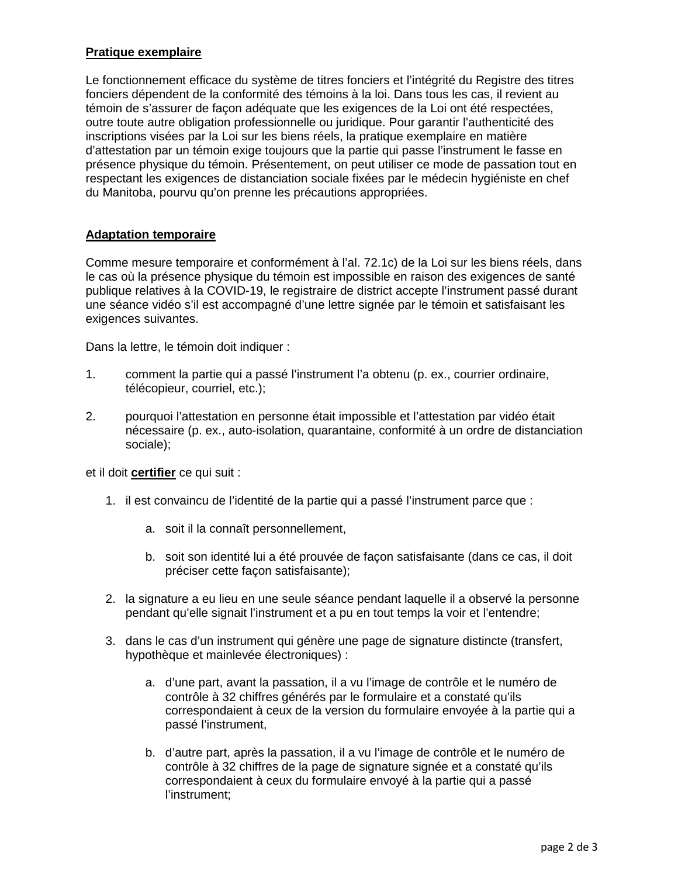**Pratique exemplaire**

Le fonctionnement efficace du système de titres fonciers et l'intégrité du Registre des titres fonciers dépendent de la conformité des témoins à la loi. Dans tous les cas, il revient au témoin de s'assurer de façon adéquate que les exigences de la Loi ont été respectées, outre toute autre obligation professionnelle ou juridique. Pour garantir l'authenticité des inscriptions visées par la Loi sur les biens réels, la pratique exemplaire en matière d'attestation par un témoin exige toujours que la partie qui passe l'instrument le fasse en présence physique du témoin. Présentement, on peut utiliser ce mode de passation tout en respectant les exigences de distanciation sociale fixées par le médecin hygiéniste en chef du Manitoba, pourvu qu'on prenne les précautions appropriées.

**Adaptation temporaire**

Comme mesure temporaire et conformément à l'al. 72.1c) de la Loi sur les biens réels, dans le cas où la présence physique du témoin est impossible en raison des exigences de santé publique relatives à la COVID-19, le registraire de district accepte l'instrument passé durant une séance vidéo s'il est accompagné d'une lettre signée par le témoin et satisfaisant les exigences suivantes.

Dans la lettre, le témoin doit indiquer :

1. comment la partie qui a passé l'instrument l'a obtenu (p. ex., courrier ordinaire, télécopieur, courriel, etc.);

2. pourquoi l'attestation en personne était impossible et l'attestation par vidéo était nécessaire (p. ex., auto-isolation, quarantaine, conformité à un ordre de distanciation sociale);

et il doit **certifier** ce qui suit :

1. il est convaincu de l'identité de la partie qui a passé l'instrument parce que :

   a. soit il la connaît personnellement,

   b. soit son identité lui a été prouvée de façon satisfaisante (dans ce cas, il doit préciser cette façon satisfaisante);

2. la signature a eu lieu en une seule séance pendant laquelle il a observé la personne pendant qu'elle signait l'instrument et a pu en tout temps la voir et l'entendre;

3. dans le cas d'un instrument qui génère une page de signature distincte (transfert, hypothèque et mainlevée électroniques) :

   a. d'une part, avant la passation, il a vu l'image de contrôle et le numéro de contrôle à 32 chiffres générés par le formulaire et a constaté qu'ils correspondaient à ceux de la version du formulaire envoyée à la partie qui a passé l'instrument,

   b. d'autre part, après la passation, il a vu l'image de contrôle et le numéro de contrôle à 32 chiffres de la page de signature signée et a constaté qu'ils correspondaient à ceux du formulaire envoyé à la partie qui a passé l'instrument;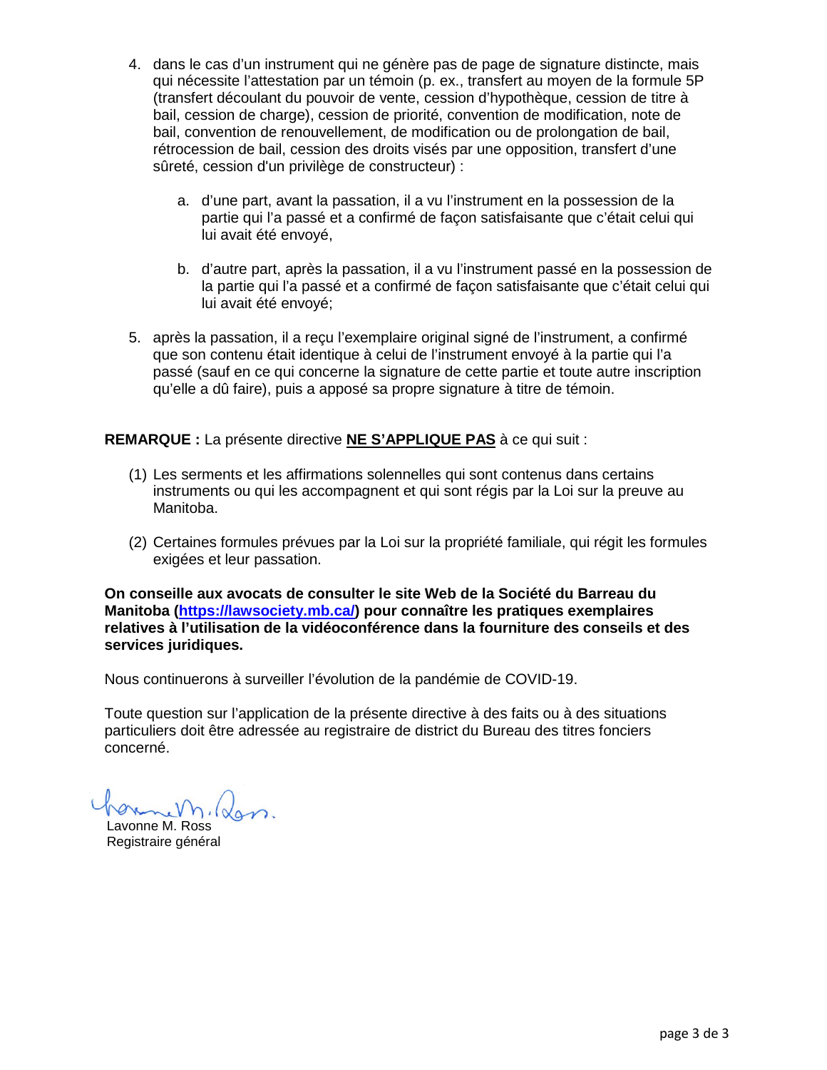4. dans le cas d'un instrument qui ne génère pas de page de signature distincte, mais qui nécessite l'attestation par un témoin (p. ex., transfert au moyen de la formule 5P (transfert découlant du pouvoir de vente, cession d'hypothèque, cession de titre à bail, cession de charge), cession de priorité, convention de modification, note de bail, convention de renouvellement, de modification ou de prolongation de bail, rétrocession de bail, cession des droits visés par une opposition, transfert d'une sûreté, cession d'un privilège de constructeur) :

    a. d'une part, avant la passation, il a vu l'instrument en la possession de la partie qui l'a passé et a confirmé de façon satisfaisante que c'était celui qui lui avait été envoyé,

    b. d'autre part, après la passation, il a vu l'instrument passé en la possession de la partie qui l'a passé et a confirmé de façon satisfaisante que c'était celui qui lui avait été envoyé;

5. après la passation, il a reçu l'exemplaire original signé de l'instrument, a confirmé que son contenu était identique à celui de l'instrument envoyé à la partie qui l'a passé (sauf en ce qui concerne la signature de cette partie et toute autre inscription qu'elle a dû faire), puis a apposé sa propre signature à titre de témoin.

**REMARQUE :** La présente directive **<u>NE S'APPLIQUE PAS</u>** à ce qui suit :

(1) Les serments et les affirmations solennelles qui sont contenus dans certains instruments ou qui les accompagnent et qui sont régis par la Loi sur la preuve au Manitoba.

(2) Certaines formules prévues par la Loi sur la propriété familiale, qui régit les formules exigées et leur passation.

**On conseille aux avocats de consulter le site Web de la Société du Barreau du Manitoba ([https://lawsociety.mb.ca/](https://lawsociety.mb.ca/)) pour connaître les pratiques exemplaires relatives à l'utilisation de la vidéoconférence dans la fourniture des conseils et des services juridiques.**

Nous continuerons à surveiller l'évolution de la pandémie de COVID-19.

Toute question sur l'application de la présente directive à des faits ou à des situations particuliers doit être adressée au registraire de district du Bureau des titres fonciers concerné.

Lavonne M. Ross
Registraire général